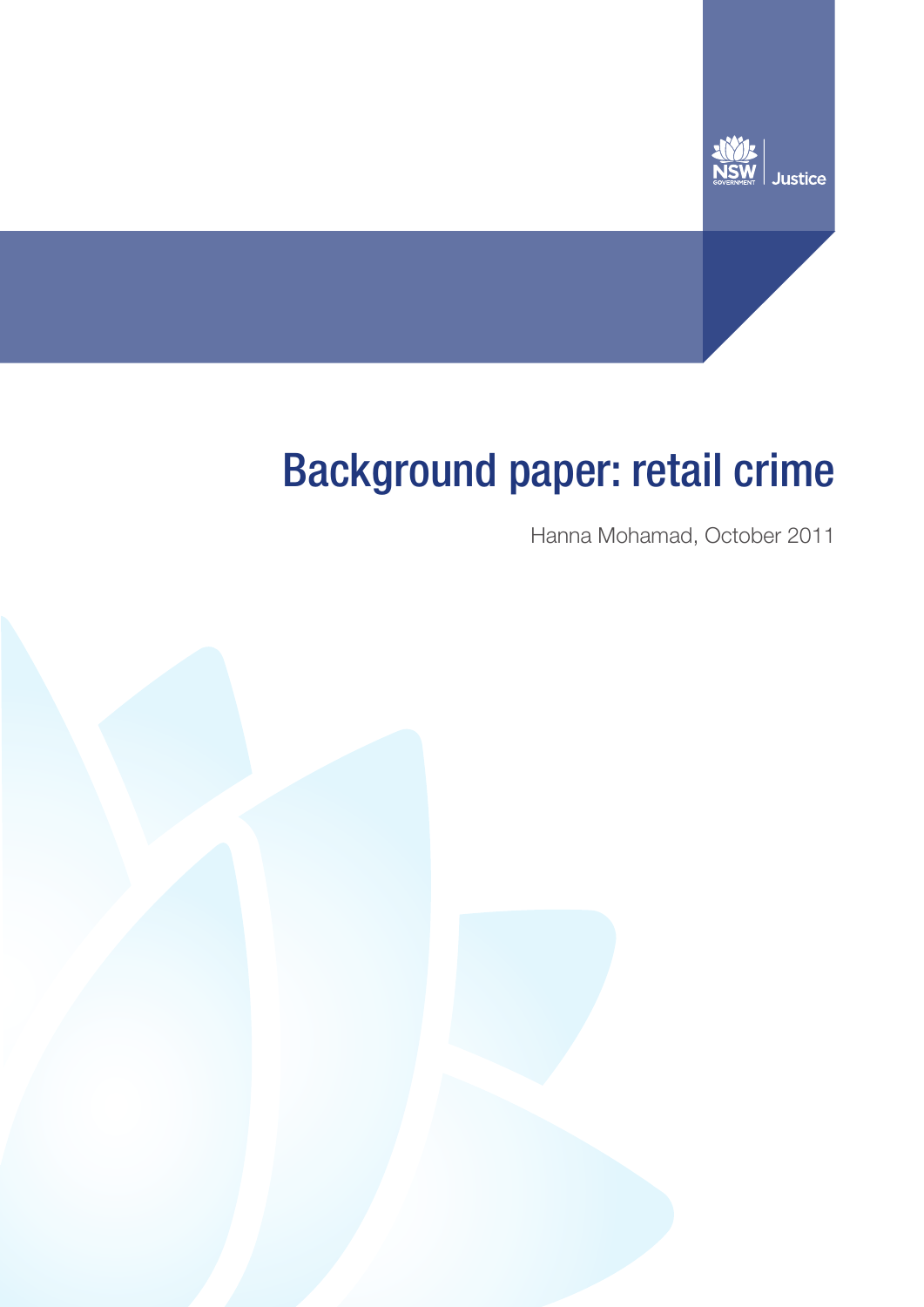NSW GOVERNMENT | Justice

# Background paper: retail crime

Hanna Mohamad, October 2011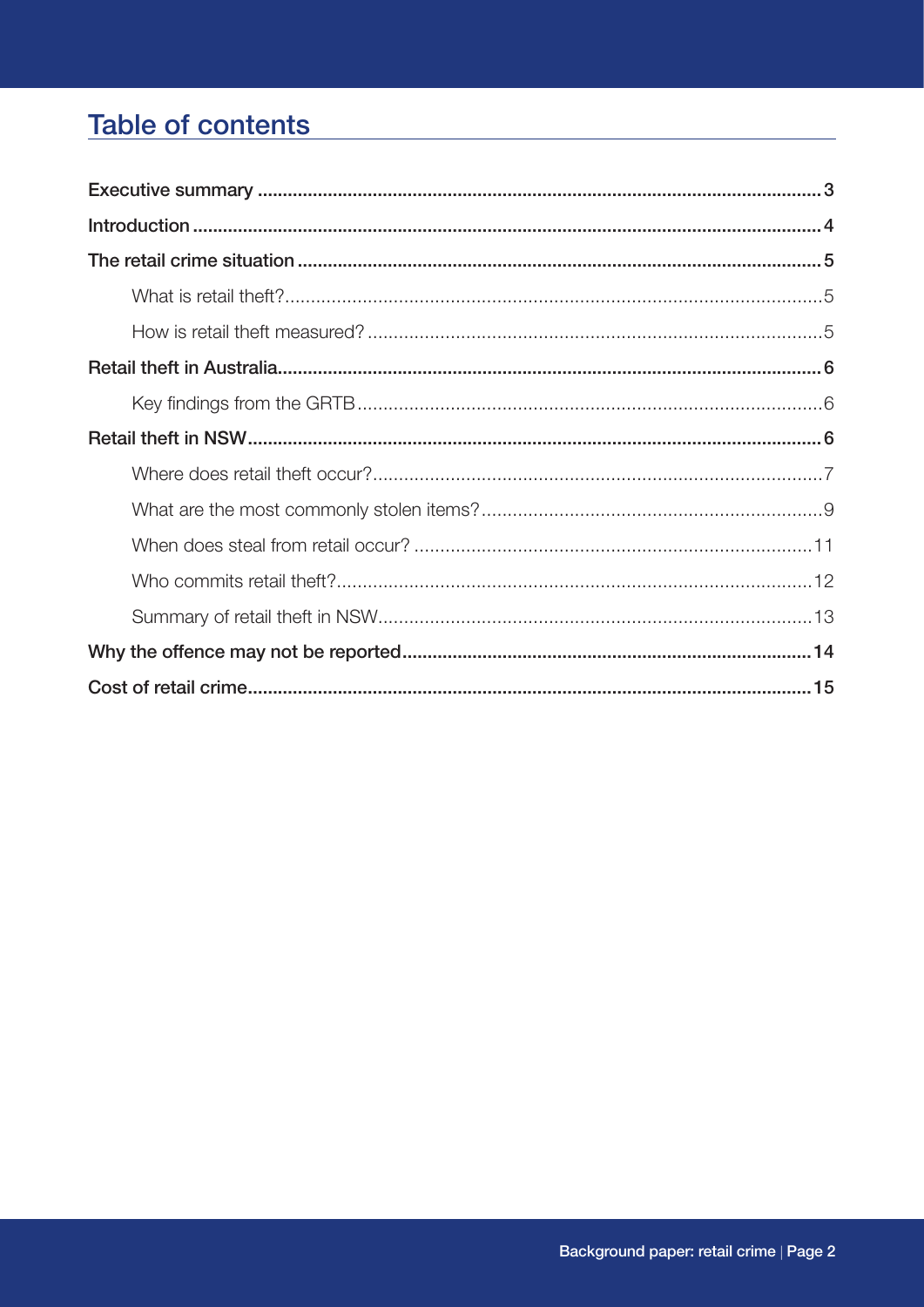# Table of contents

**Executive summary** ........ **3**

**Introduction** ........ **4**

**The retail crime situation** ........ **5**

- What is retail theft? ........ 5
- How is retail theft measured? ........ 5

**Retail theft in Australia** ........ **6**

- Key findings from the GRTB ........ 6

**Retail theft in NSW** ........ **6**

- Where does retail theft occur? ........ 7
- What are the most commonly stolen items? ........ 9
- When does steal from retail occur? ........ 11
- Who commits retail theft? ........ 12
- Summary of retail theft in NSW ........ 13

**Why the offence may not be reported** ........ **14**

**Cost of retail crime** ........ **15**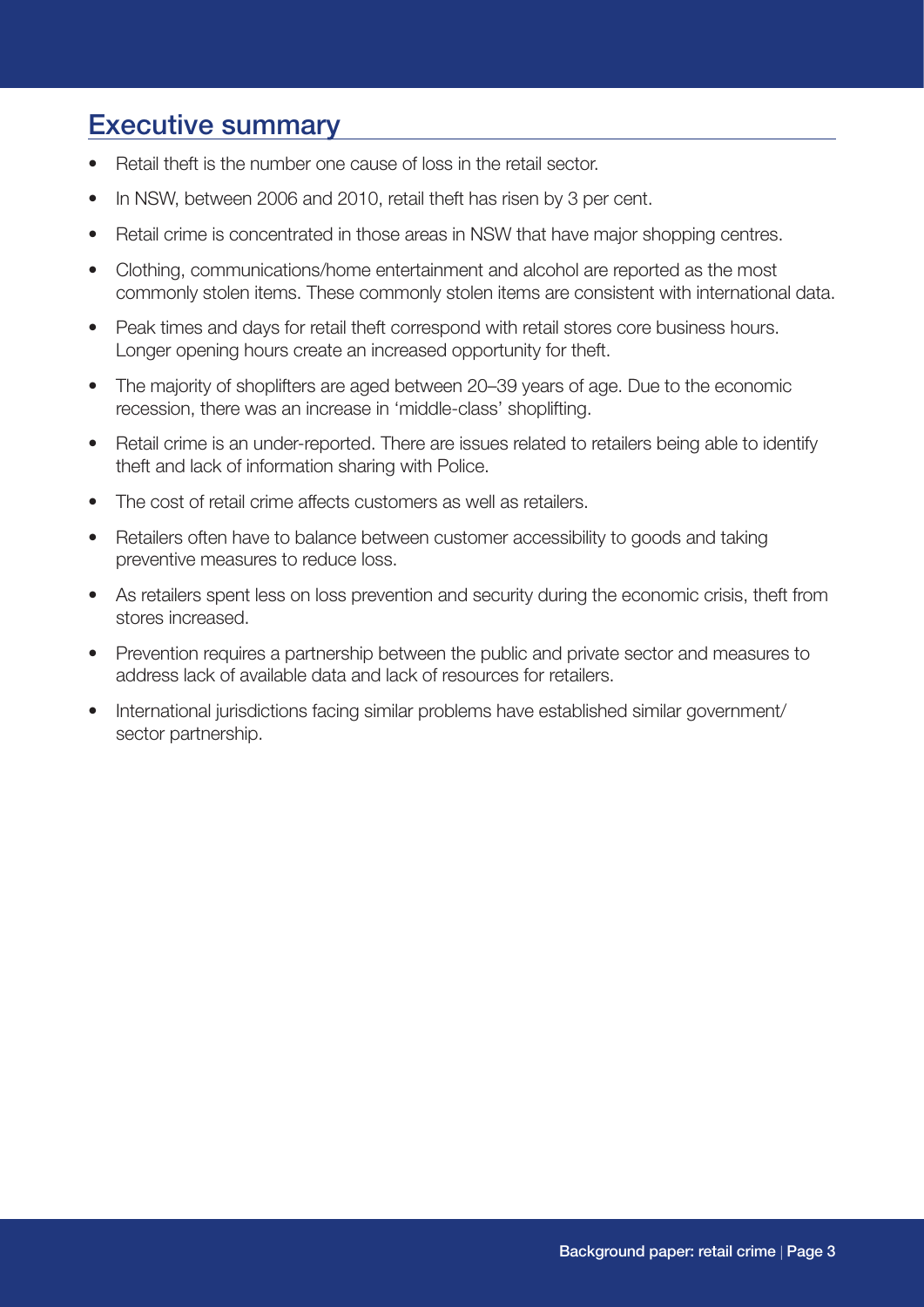## Executive summary

- Retail theft is the number one cause of loss in the retail sector.
- In NSW, between 2006 and 2010, retail theft has risen by 3 per cent.
- Retail crime is concentrated in those areas in NSW that have major shopping centres.
- Clothing, communications/home entertainment and alcohol are reported as the most commonly stolen items. These commonly stolen items are consistent with international data.
- Peak times and days for retail theft correspond with retail stores core business hours. Longer opening hours create an increased opportunity for theft.
- The majority of shoplifters are aged between 20–39 years of age. Due to the economic recession, there was an increase in 'middle-class' shoplifting.
- Retail crime is an under-reported. There are issues related to retailers being able to identify theft and lack of information sharing with Police.
- The cost of retail crime affects customers as well as retailers.
- Retailers often have to balance between customer accessibility to goods and taking preventive measures to reduce loss.
- As retailers spent less on loss prevention and security during the economic crisis, theft from stores increased.
- Prevention requires a partnership between the public and private sector and measures to address lack of available data and lack of resources for retailers.
- International jurisdictions facing similar problems have established similar government/ sector partnership.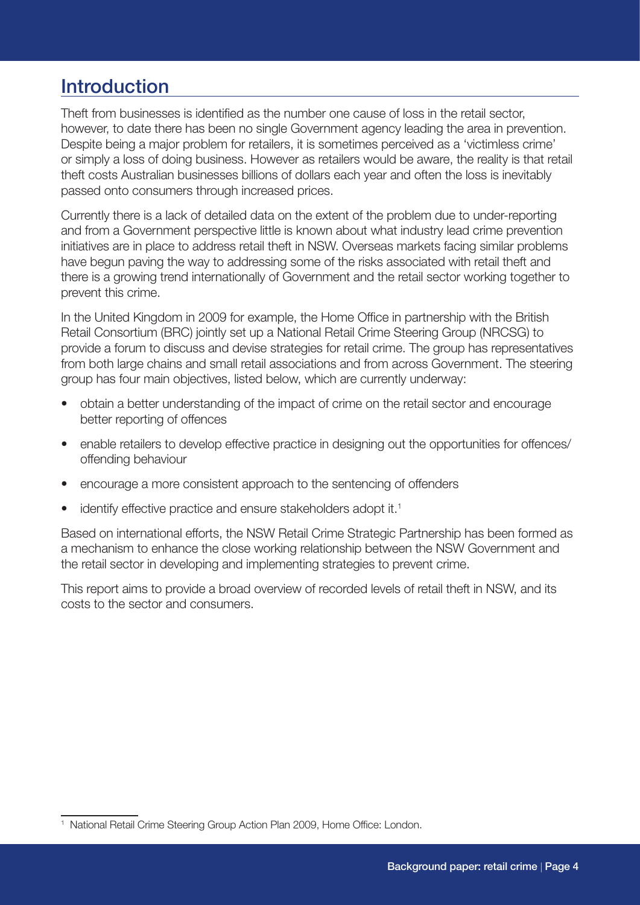## Introduction

Theft from businesses is identified as the number one cause of loss in the retail sector, however, to date there has been no single Government agency leading the area in prevention. Despite being a major problem for retailers, it is sometimes perceived as a 'victimless crime' or simply a loss of doing business. However as retailers would be aware, the reality is that retail theft costs Australian businesses billions of dollars each year and often the loss is inevitably passed onto consumers through increased prices.

Currently there is a lack of detailed data on the extent of the problem due to under-reporting and from a Government perspective little is known about what industry lead crime prevention initiatives are in place to address retail theft in NSW. Overseas markets facing similar problems have begun paving the way to addressing some of the risks associated with retail theft and there is a growing trend internationally of Government and the retail sector working together to prevent this crime.

In the United Kingdom in 2009 for example, the Home Office in partnership with the British Retail Consortium (BRC) jointly set up a National Retail Crime Steering Group (NRCSG) to provide a forum to discuss and devise strategies for retail crime. The group has representatives from both large chains and small retail associations and from across Government. The steering group has four main objectives, listed below, which are currently underway:

- obtain a better understanding of the impact of crime on the retail sector and encourage better reporting of offences
- enable retailers to develop effective practice in designing out the opportunities for offences/ offending behaviour
- encourage a more consistent approach to the sentencing of offenders
- identify effective practice and ensure stakeholders adopt it.[1]

Based on international efforts, the NSW Retail Crime Strategic Partnership has been formed as a mechanism to enhance the close working relationship between the NSW Government and the retail sector in developing and implementing strategies to prevent crime.

This report aims to provide a broad overview of recorded levels of retail theft in NSW, and its costs to the sector and consumers.

[1] National Retail Crime Steering Group Action Plan 2009, Home Office: London.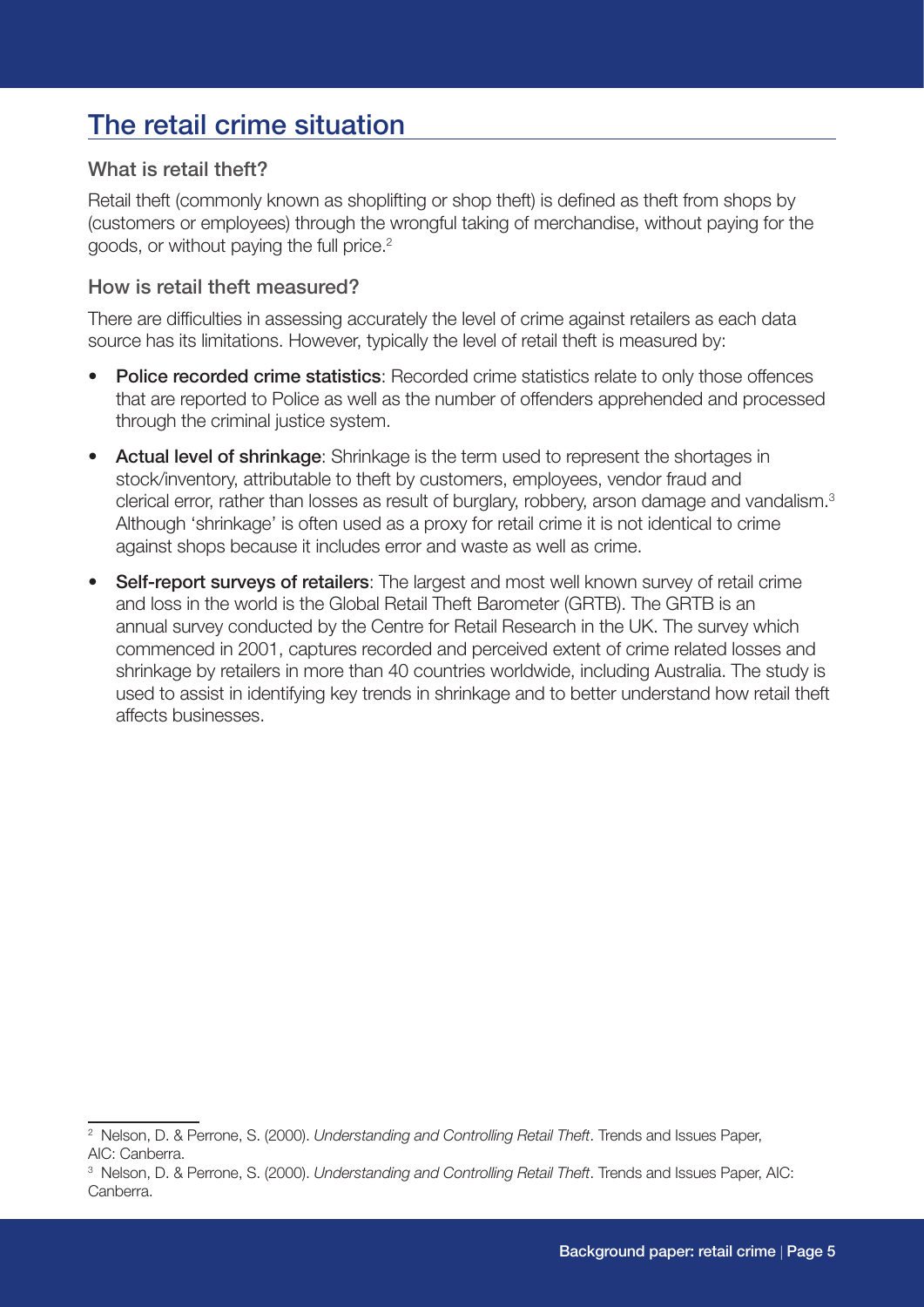## The retail crime situation

### What is retail theft?

Retail theft (commonly known as shoplifting or shop theft) is defined as theft from shops by (customers or employees) through the wrongful taking of merchandise, without paying for the goods, or without paying the full price.[2]

### How is retail theft measured?

There are difficulties in assessing accurately the level of crime against retailers as each data source has its limitations. However, typically the level of retail theft is measured by:

- **Police recorded crime statistics**: Recorded crime statistics relate to only those offences that are reported to Police as well as the number of offenders apprehended and processed through the criminal justice system.
- **Actual level of shrinkage**: Shrinkage is the term used to represent the shortages in stock/inventory, attributable to theft by customers, employees, vendor fraud and clerical error, rather than losses as result of burglary, robbery, arson damage and vandalism.[3] Although 'shrinkage' is often used as a proxy for retail crime it is not identical to crime against shops because it includes error and waste as well as crime.
- **Self-report surveys of retailers**: The largest and most well known survey of retail crime and loss in the world is the Global Retail Theft Barometer (GRTB). The GRTB is an annual survey conducted by the Centre for Retail Research in the UK. The survey which commenced in 2001, captures recorded and perceived extent of crime related losses and shrinkage by retailers in more than 40 countries worldwide, including Australia. The study is used to assist in identifying key trends in shrinkage and to better understand how retail theft affects businesses.

---

[2] Nelson, D. & Perrone, S. (2000). *Understanding and Controlling Retail Theft*. Trends and Issues Paper, AIC: Canberra.

[3] Nelson, D. & Perrone, S. (2000). *Understanding and Controlling Retail Theft*. Trends and Issues Paper, AIC: Canberra.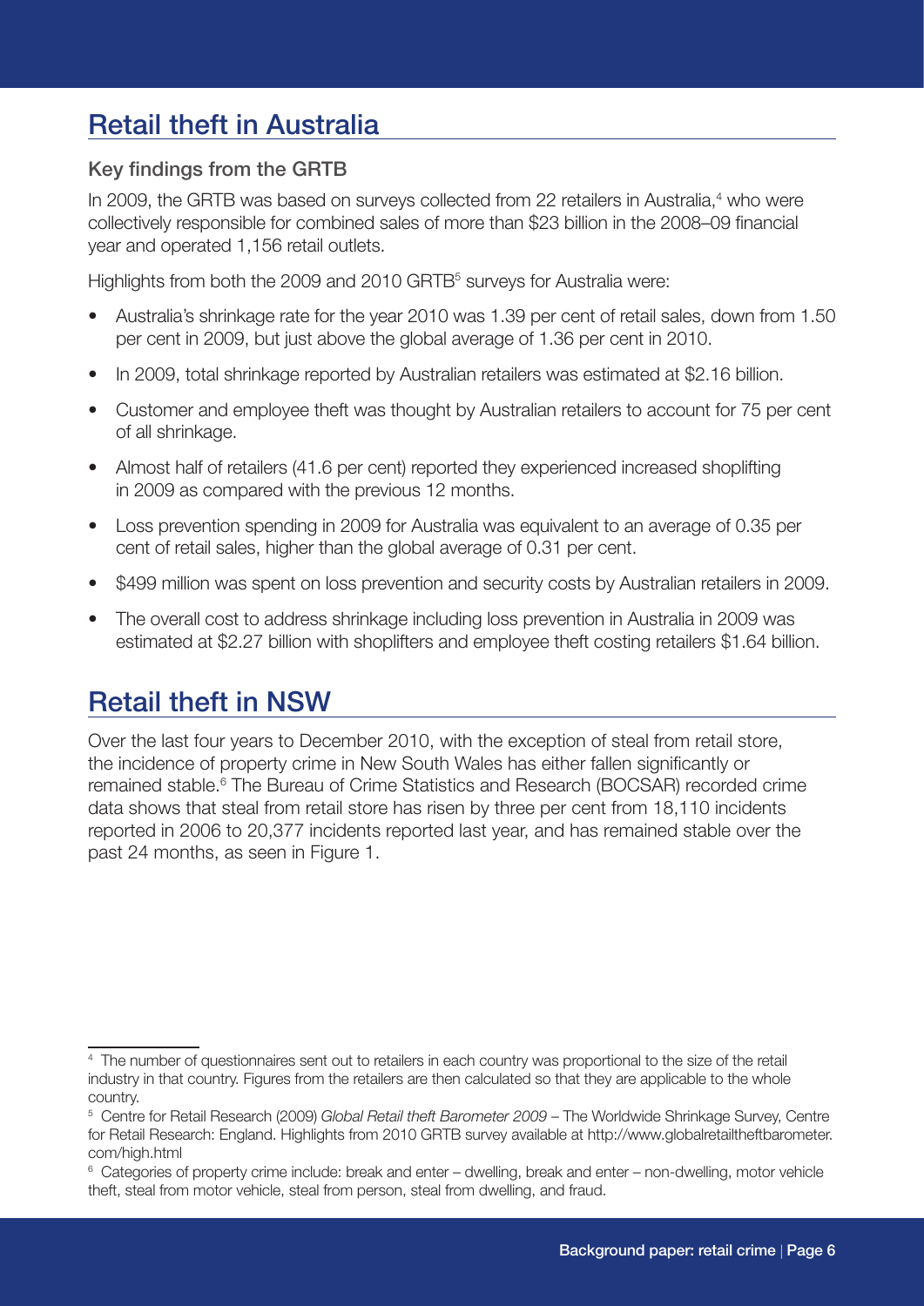## Retail theft in Australia

### Key findings from the GRTB

In 2009, the GRTB was based on surveys collected from 22 retailers in Australia,[4] who were collectively responsible for combined sales of more than $23 billion in the 2008–09 financial year and operated 1,156 retail outlets.

Highlights from both the 2009 and 2010 GRTB[5] surveys for Australia were:

- Australia's shrinkage rate for the year 2010 was 1.39 per cent of retail sales, down from 1.50 per cent in 2009, but just above the global average of 1.36 per cent in 2010.
- In 2009, total shrinkage reported by Australian retailers was estimated at $2.16 billion.
- Customer and employee theft was thought by Australian retailers to account for 75 per cent of all shrinkage.
- Almost half of retailers (41.6 per cent) reported they experienced increased shoplifting in 2009 as compared with the previous 12 months.
- Loss prevention spending in 2009 for Australia was equivalent to an average of 0.35 per cent of retail sales, higher than the global average of 0.31 per cent.
- $499 million was spent on loss prevention and security costs by Australian retailers in 2009.
- The overall cost to address shrinkage including loss prevention in Australia in 2009 was estimated at $2.27 billion with shoplifters and employee theft costing retailers $1.64 billion.

## Retail theft in NSW

Over the last four years to December 2010, with the exception of steal from retail store, the incidence of property crime in New South Wales has either fallen significantly or remained stable.[6] The Bureau of Crime Statistics and Research (BOCSAR) recorded crime data shows that steal from retail store has risen by three per cent from 18,110 incidents reported in 2006 to 20,377 incidents reported last year, and has remained stable over the past 24 months, as seen in Figure 1.

---

[4] The number of questionnaires sent out to retailers in each country was proportional to the size of the retail industry in that country. Figures from the retailers are then calculated so that they are applicable to the whole country.

[5] Centre for Retail Research (2009) *Global Retail theft Barometer 2009* – The Worldwide Shrinkage Survey, Centre for Retail Research: England. Highlights from 2010 GRTB survey available at http://www.globalretailtheftbarometer.com/high.html

[6] Categories of property crime include: break and enter – dwelling, break and enter – non-dwelling, motor vehicle theft, steal from motor vehicle, steal from person, steal from dwelling, and fraud.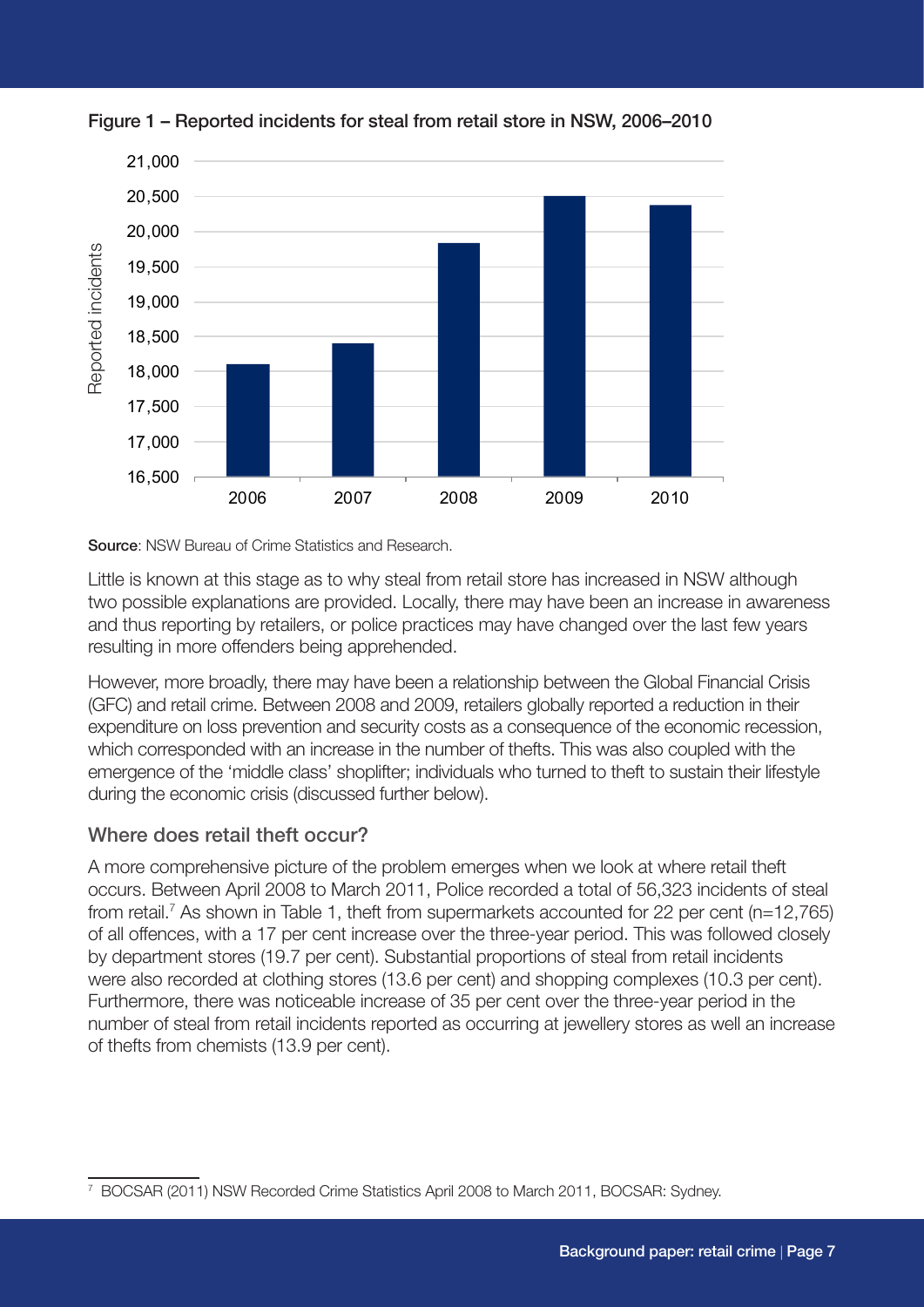**Figure 1 – Reported incidents for steal from retail store in NSW, 2006–2010**

**Source**: NSW Bureau of Crime Statistics and Research.

Little is known at this stage as to why steal from retail store has increased in NSW although two possible explanations are provided. Locally, there may have been an increase in awareness and thus reporting by retailers, or police practices may have changed over the last few years resulting in more offenders being apprehended.

However, more broadly, there may have been a relationship between the Global Financial Crisis (GFC) and retail crime. Between 2008 and 2009, retailers globally reported a reduction in their expenditure on loss prevention and security costs as a consequence of the economic recession, which corresponded with an increase in the number of thefts. This was also coupled with the emergence of the 'middle class' shoplifter; individuals who turned to theft to sustain their lifestyle during the economic crisis (discussed further below).

### Where does retail theft occur?

A more comprehensive picture of the problem emerges when we look at where retail theft occurs. Between April 2008 to March 2011, Police recorded a total of 56,323 incidents of steal from retail.[7] As shown in Table 1, theft from supermarkets accounted for 22 per cent (n=12,765) of all offences, with a 17 per cent increase over the three-year period. This was followed closely by department stores (19.7 per cent). Substantial proportions of steal from retail incidents were also recorded at clothing stores (13.6 per cent) and shopping complexes (10.3 per cent). Furthermore, there was noticeable increase of 35 per cent over the three-year period in the number of steal from retail incidents reported as occurring at jewellery stores as well an increase of thefts from chemists (13.9 per cent).

[7] BOCSAR (2011) NSW Recorded Crime Statistics April 2008 to March 2011, BOCSAR: Sydney.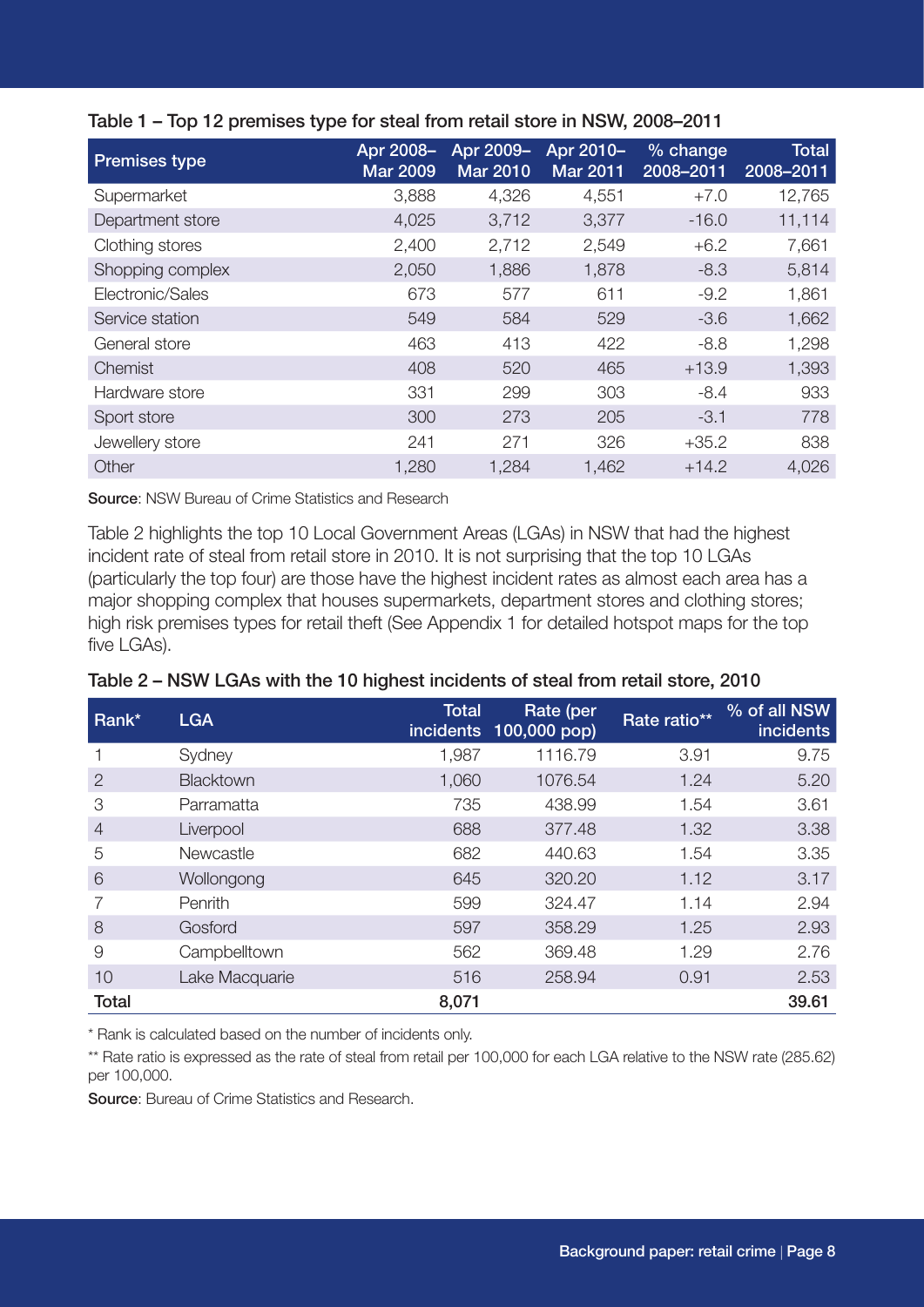**Table 1 – Top 12 premises type for steal from retail store in NSW, 2008–2011**

| Premises type | Apr 2008–Mar 2009 | Apr 2009–Mar 2010 | Apr 2010–Mar 2011 | % change 2008–2011 | Total 2008–2011 |
|---|---|---|---|---|---|
| Supermarket | 3,888 | 4,326 | 4,551 | +7.0 | 12,765 |
| Department store | 4,025 | 3,712 | 3,377 | -16.0 | 11,114 |
| Clothing stores | 2,400 | 2,712 | 2,549 | +6.2 | 7,661 |
| Shopping complex | 2,050 | 1,886 | 1,878 | -8.3 | 5,814 |
| Electronic/Sales | 673 | 577 | 611 | -9.2 | 1,861 |
| Service station | 549 | 584 | 529 | -3.6 | 1,662 |
| General store | 463 | 413 | 422 | -8.8 | 1,298 |
| Chemist | 408 | 520 | 465 | +13.9 | 1,393 |
| Hardware store | 331 | 299 | 303 | -8.4 | 933 |
| Sport store | 300 | 273 | 205 | -3.1 | 778 |
| Jewellery store | 241 | 271 | 326 | +35.2 | 838 |
| Other | 1,280 | 1,284 | 1,462 | +14.2 | 4,026 |

**Source**: NSW Bureau of Crime Statistics and Research

Table 2 highlights the top 10 Local Government Areas (LGAs) in NSW that had the highest incident rate of steal from retail store in 2010. It is not surprising that the top 10 LGAs (particularly the top four) are those have the highest incident rates as almost each area has a major shopping complex that houses supermarkets, department stores and clothing stores; high risk premises types for retail theft (See Appendix 1 for detailed hotspot maps for the top five LGAs).

**Table 2 – NSW LGAs with the 10 highest incidents of steal from retail store, 2010**

| Rank* | LGA | Total incidents | Rate (per 100,000 pop) | Rate ratio** | % of all NSW incidents |
|---|---|---|---|---|---|
| 1 | Sydney | 1,987 | 1116.79 | 3.91 | 9.75 |
| 2 | Blacktown | 1,060 | 1076.54 | 1.24 | 5.20 |
| 3 | Parramatta | 735 | 438.99 | 1.54 | 3.61 |
| 4 | Liverpool | 688 | 377.48 | 1.32 | 3.38 |
| 5 | Newcastle | 682 | 440.63 | 1.54 | 3.35 |
| 6 | Wollongong | 645 | 320.20 | 1.12 | 3.17 |
| 7 | Penrith | 599 | 324.47 | 1.14 | 2.94 |
| 8 | Gosford | 597 | 358.29 | 1.25 | 2.93 |
| 9 | Campbelltown | 562 | 369.48 | 1.29 | 2.76 |
| 10 | Lake Macquarie | 516 | 258.94 | 0.91 | 2.53 |
| **Total** | | **8,071** | | | **39.61** |

\* Rank is calculated based on the number of incidents only.

** Rate ratio is expressed as the rate of steal from retail per 100,000 for each LGA relative to the NSW rate (285.62) per 100,000.

**Source**: Bureau of Crime Statistics and Research.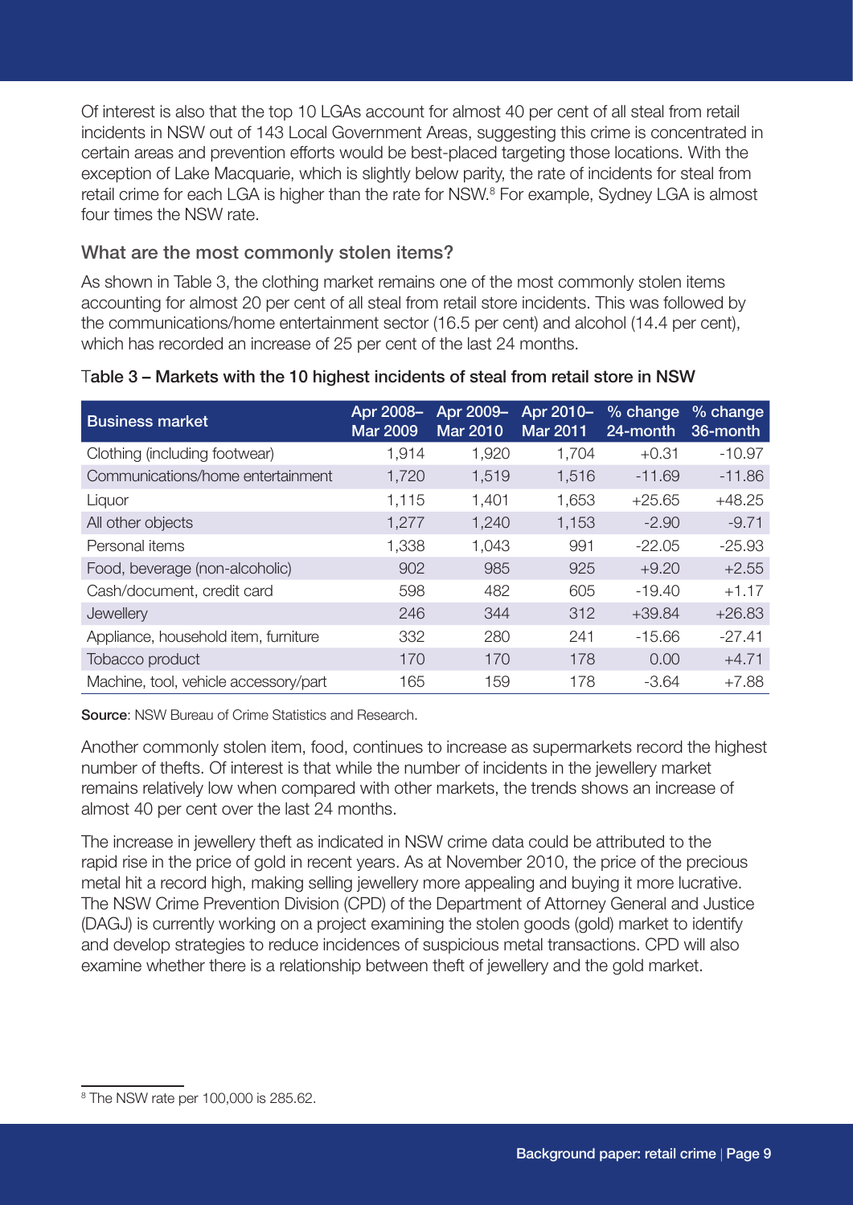Of interest is also that the top 10 LGAs account for almost 40 per cent of all steal from retail incidents in NSW out of 143 Local Government Areas, suggesting this crime is concentrated in certain areas and prevention efforts would be best-placed targeting those locations. With the exception of Lake Macquarie, which is slightly below parity, the rate of incidents for steal from retail crime for each LGA is higher than the rate for NSW.[8] For example, Sydney LGA is almost four times the NSW rate.

### What are the most commonly stolen items?

As shown in Table 3, the clothing market remains one of the most commonly stolen items accounting for almost 20 per cent of all steal from retail store incidents. This was followed by the communications/home entertainment sector (16.5 per cent) and alcohol (14.4 per cent), which has recorded an increase of 25 per cent of the last 24 months.

**Table 3 – Markets with the 10 highest incidents of steal from retail store in NSW**

| Business market | Apr 2008–Mar 2009 | Apr 2009–Mar 2010 | Apr 2010–Mar 2011 | % change 24-month | % change 36-month |
|---|---|---|---|---|---|
| Clothing (including footwear) | 1,914 | 1,920 | 1,704 | +0.31 | -10.97 |
| Communications/home entertainment | 1,720 | 1,519 | 1,516 | -11.69 | -11.86 |
| Liquor | 1,115 | 1,401 | 1,653 | +25.65 | +48.25 |
| All other objects | 1,277 | 1,240 | 1,153 | -2.90 | -9.71 |
| Personal items | 1,338 | 1,043 | 991 | -22.05 | -25.93 |
| Food, beverage (non-alcoholic) | 902 | 985 | 925 | +9.20 | +2.55 |
| Cash/document, credit card | 598 | 482 | 605 | -19.40 | +1.17 |
| Jewellery | 246 | 344 | 312 | +39.84 | +26.83 |
| Appliance, household item, furniture | 332 | 280 | 241 | -15.66 | -27.41 |
| Tobacco product | 170 | 170 | 178 | 0.00 | +4.71 |
| Machine, tool, vehicle accessory/part | 165 | 159 | 178 | -3.64 | +7.88 |

**Source**: NSW Bureau of Crime Statistics and Research.

Another commonly stolen item, food, continues to increase as supermarkets record the highest number of thefts. Of interest is that while the number of incidents in the jewellery market remains relatively low when compared with other markets, the trends shows an increase of almost 40 per cent over the last 24 months.

The increase in jewellery theft as indicated in NSW crime data could be attributed to the rapid rise in the price of gold in recent years. As at November 2010, the price of the precious metal hit a record high, making selling jewellery more appealing and buying it more lucrative. The NSW Crime Prevention Division (CPD) of the Department of Attorney General and Justice (DAGJ) is currently working on a project examining the stolen goods (gold) market to identify and develop strategies to reduce incidences of suspicious metal transactions. CPD will also examine whether there is a relationship between theft of jewellery and the gold market.

[8] The NSW rate per 100,000 is 285.62.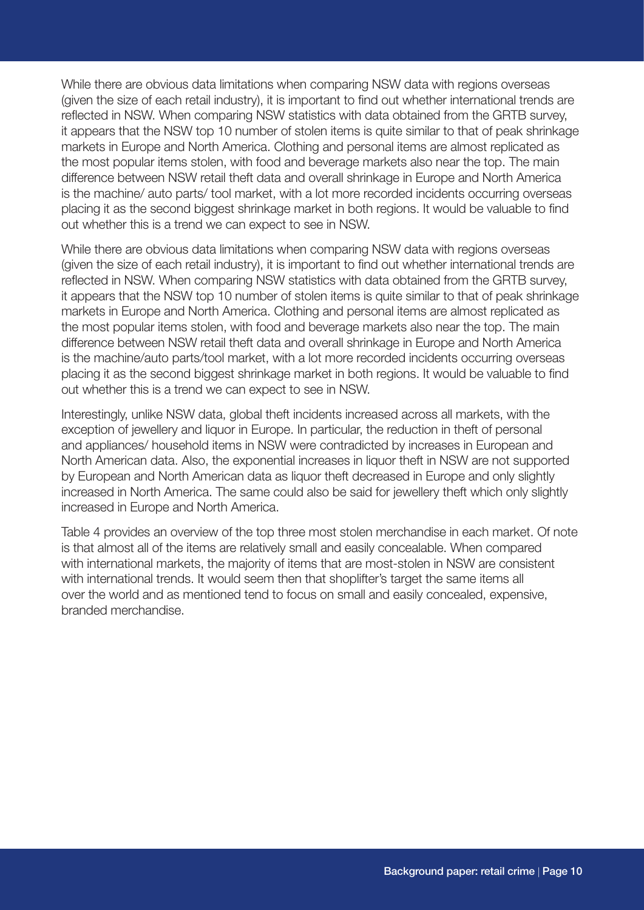While there are obvious data limitations when comparing NSW data with regions overseas (given the size of each retail industry), it is important to find out whether international trends are reflected in NSW. When comparing NSW statistics with data obtained from the GRTB survey, it appears that the NSW top 10 number of stolen items is quite similar to that of peak shrinkage markets in Europe and North America. Clothing and personal items are almost replicated as the most popular items stolen, with food and beverage markets also near the top. The main difference between NSW retail theft data and overall shrinkage in Europe and North America is the machine/ auto parts/ tool market, with a lot more recorded incidents occurring overseas placing it as the second biggest shrinkage market in both regions. It would be valuable to find out whether this is a trend we can expect to see in NSW.

While there are obvious data limitations when comparing NSW data with regions overseas (given the size of each retail industry), it is important to find out whether international trends are reflected in NSW. When comparing NSW statistics with data obtained from the GRTB survey, it appears that the NSW top 10 number of stolen items is quite similar to that of peak shrinkage markets in Europe and North America. Clothing and personal items are almost replicated as the most popular items stolen, with food and beverage markets also near the top. The main difference between NSW retail theft data and overall shrinkage in Europe and North America is the machine/auto parts/tool market, with a lot more recorded incidents occurring overseas placing it as the second biggest shrinkage market in both regions. It would be valuable to find out whether this is a trend we can expect to see in NSW.

Interestingly, unlike NSW data, global theft incidents increased across all markets, with the exception of jewellery and liquor in Europe. In particular, the reduction in theft of personal and appliances/ household items in NSW were contradicted by increases in European and North American data. Also, the exponential increases in liquor theft in NSW are not supported by European and North American data as liquor theft decreased in Europe and only slightly increased in North America. The same could also be said for jewellery theft which only slightly increased in Europe and North America.

Table 4 provides an overview of the top three most stolen merchandise in each market. Of note is that almost all of the items are relatively small and easily concealable. When compared with international markets, the majority of items that are most-stolen in NSW are consistent with international trends. It would seem then that shoplifter's target the same items all over the world and as mentioned tend to focus on small and easily concealed, expensive, branded merchandise.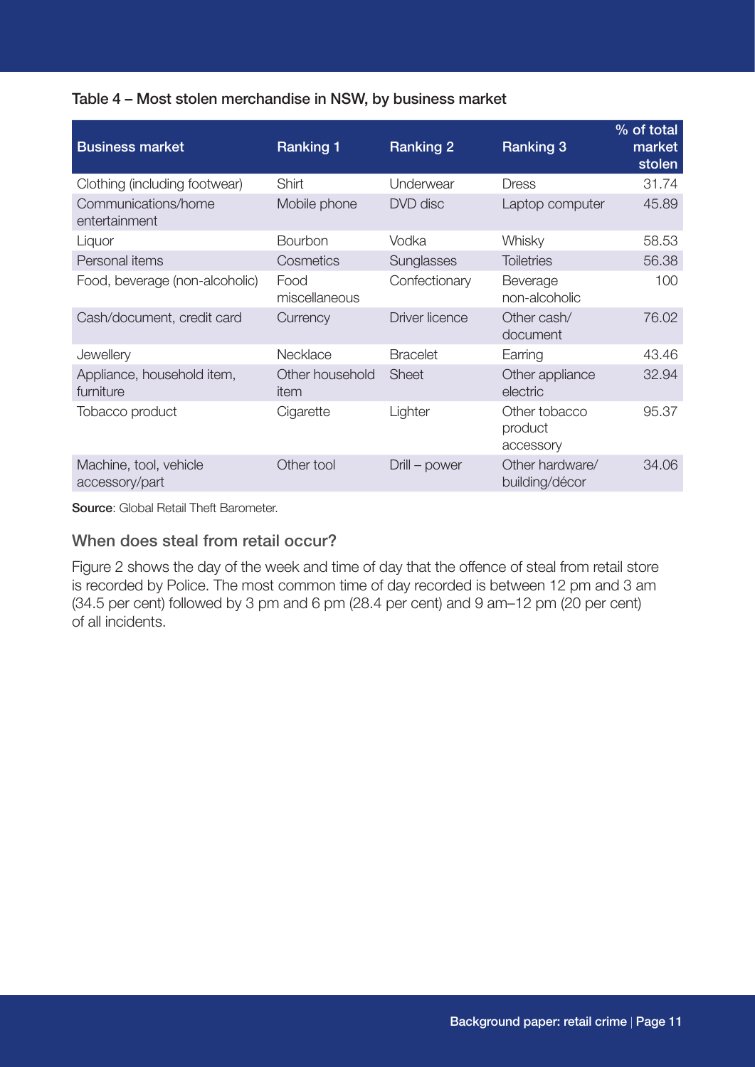**Table 4 – Most stolen merchandise in NSW, by business market**

| Business market | Ranking 1 | Ranking 2 | Ranking 3 | % of total market stolen |
|---|---|---|---|---|
| Clothing (including footwear) | Shirt | Underwear | Dress | 31.74 |
| Communications/home entertainment | Mobile phone | DVD disc | Laptop computer | 45.89 |
| Liquor | Bourbon | Vodka | Whisky | 58.53 |
| Personal items | Cosmetics | Sunglasses | Toiletries | 56.38 |
| Food, beverage (non-alcoholic) | Food miscellaneous | Confectionary | Beverage non-alcoholic | 100 |
| Cash/document, credit card | Currency | Driver licence | Other cash/ document | 76.02 |
| Jewellery | Necklace | Bracelet | Earring | 43.46 |
| Appliance, household item, furniture | Other household item | Sheet | Other appliance electric | 32.94 |
| Tobacco product | Cigarette | Lighter | Other tobacco product accessory | 95.37 |
| Machine, tool, vehicle accessory/part | Other tool | Drill – power | Other hardware/ building/décor | 34.06 |

**Source**: Global Retail Theft Barometer.

## When does steal from retail occur?

Figure 2 shows the day of the week and time of day that the offence of steal from retail store is recorded by Police. The most common time of day recorded is between 12 pm and 3 am (34.5 per cent) followed by 3 pm and 6 pm (28.4 per cent) and 9 am–12 pm (20 per cent) of all incidents.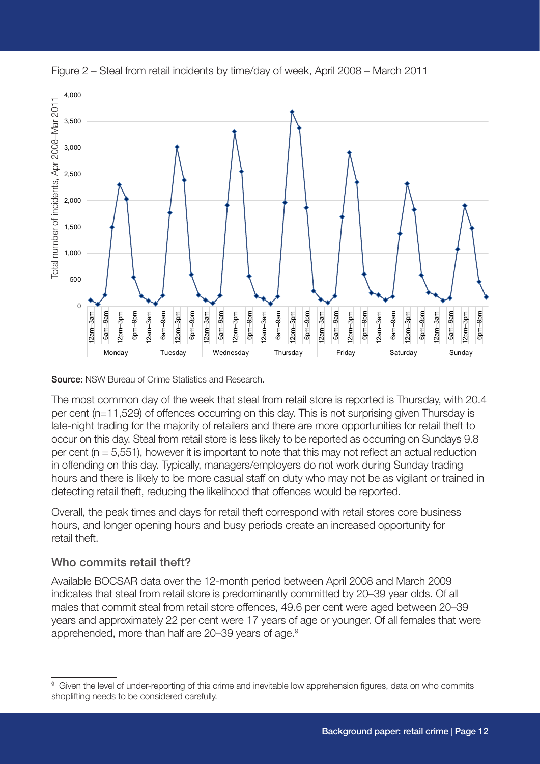Figure 2 – Steal from retail incidents by time/day of week, April 2008 – March 2011

Source: NSW Bureau of Crime Statistics and Research.

The most common day of the week that steal from retail store is reported is Thursday, with 20.4 per cent (n=11,529) of offences occurring on this day. This is not surprising given Thursday is late-night trading for the majority of retailers and there are more opportunities for retail theft to occur on this day. Steal from retail store is less likely to be reported as occurring on Sundays 9.8 per cent (n = 5,551), however it is important to note that this may not reflect an actual reduction in offending on this day. Typically, managers/employers do not work during Sunday trading hours and there is likely to be more casual staff on duty who may not be as vigilant or trained in detecting retail theft, reducing the likelihood that offences would be reported.

Overall, the peak times and days for retail theft correspond with retail stores core business hours, and longer opening hours and busy periods create an increased opportunity for retail theft.

### Who commits retail theft?

Available BOCSAR data over the 12-month period between April 2008 and March 2009 indicates that steal from retail store is predominantly committed by 20–39 year olds. Of all males that commit steal from retail store offences, 49.6 per cent were aged between 20–39 years and approximately 22 per cent were 17 years of age or younger. Of all females that were apprehended, more than half are 20–39 years of age.[9]

---

[9] Given the level of under-reporting of this crime and inevitable low apprehension figures, data on who commits shoplifting needs to be considered carefully.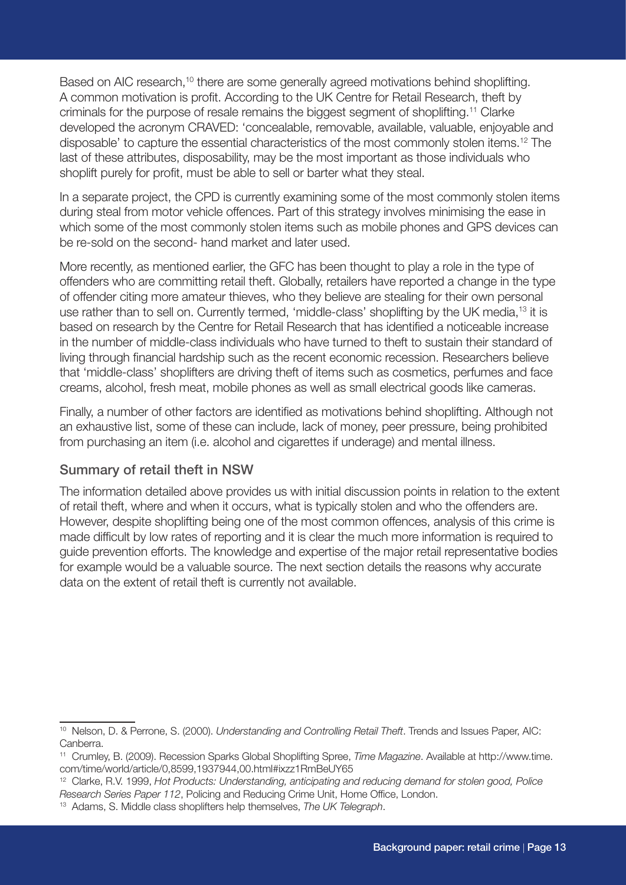Based on AIC research,[10] there are some generally agreed motivations behind shoplifting. A common motivation is profit. According to the UK Centre for Retail Research, theft by criminals for the purpose of resale remains the biggest segment of shoplifting.[11] Clarke developed the acronym CRAVED: 'concealable, removable, available, valuable, enjoyable and disposable' to capture the essential characteristics of the most commonly stolen items.[12] The last of these attributes, disposability, may be the most important as those individuals who shoplift purely for profit, must be able to sell or barter what they steal.

In a separate project, the CPD is currently examining some of the most commonly stolen items during steal from motor vehicle offences. Part of this strategy involves minimising the ease in which some of the most commonly stolen items such as mobile phones and GPS devices can be re-sold on the second- hand market and later used.

More recently, as mentioned earlier, the GFC has been thought to play a role in the type of offenders who are committing retail theft. Globally, retailers have reported a change in the type of offender citing more amateur thieves, who they believe are stealing for their own personal use rather than to sell on. Currently termed, 'middle-class' shoplifting by the UK media,[13] it is based on research by the Centre for Retail Research that has identified a noticeable increase in the number of middle-class individuals who have turned to theft to sustain their standard of living through financial hardship such as the recent economic recession. Researchers believe that 'middle-class' shoplifters are driving theft of items such as cosmetics, perfumes and face creams, alcohol, fresh meat, mobile phones as well as small electrical goods like cameras.

Finally, a number of other factors are identified as motivations behind shoplifting. Although not an exhaustive list, some of these can include, lack of money, peer pressure, being prohibited from purchasing an item (i.e. alcohol and cigarettes if underage) and mental illness.

## Summary of retail theft in NSW

The information detailed above provides us with initial discussion points in relation to the extent of retail theft, where and when it occurs, what is typically stolen and who the offenders are. However, despite shoplifting being one of the most common offences, analysis of this crime is made difficult by low rates of reporting and it is clear the much more information is required to guide prevention efforts. The knowledge and expertise of the major retail representative bodies for example would be a valuable source. The next section details the reasons why accurate data on the extent of retail theft is currently not available.

---

[10] Nelson, D. & Perrone, S. (2000). *Understanding and Controlling Retail Theft*. Trends and Issues Paper, AIC: Canberra.

[11] Crumley, B. (2009). Recession Sparks Global Shoplifting Spree, *Time Magazine*. Available at http://www.time.com/time/world/article/0,8599,1937944,00.html#ixzz1RmBeUY65

[12] Clarke, R.V. 1999, *Hot Products: Understanding, anticipating and reducing demand for stolen good, Police Research Series Paper 112*, Policing and Reducing Crime Unit, Home Office, London.

[13] Adams, S. Middle class shoplifters help themselves, *The UK Telegraph*.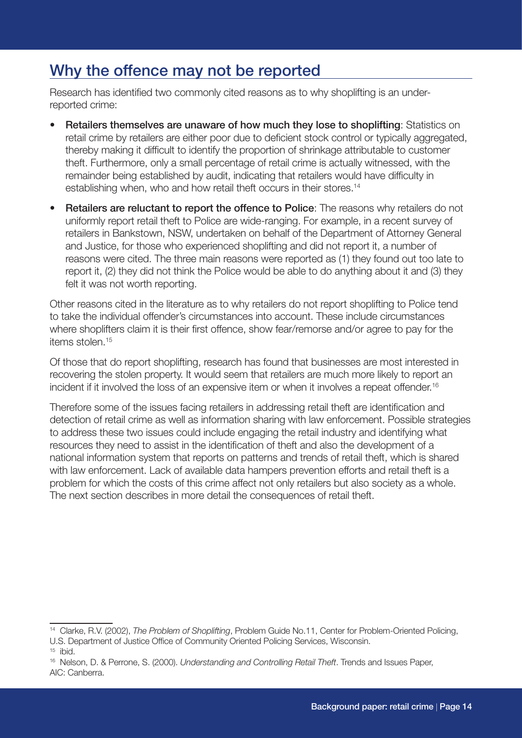## Why the offence may not be reported

Research has identified two commonly cited reasons as to why shoplifting is an under-reported crime:

- **Retailers themselves are unaware of how much they lose to shoplifting**: Statistics on retail crime by retailers are either poor due to deficient stock control or typically aggregated, thereby making it difficult to identify the proportion of shrinkage attributable to customer theft. Furthermore, only a small percentage of retail crime is actually witnessed, with the remainder being established by audit, indicating that retailers would have difficulty in establishing when, who and how retail theft occurs in their stores.[14]
- **Retailers are reluctant to report the offence to Police**: The reasons why retailers do not uniformly report retail theft to Police are wide-ranging. For example, in a recent survey of retailers in Bankstown, NSW, undertaken on behalf of the Department of Attorney General and Justice, for those who experienced shoplifting and did not report it, a number of reasons were cited. The three main reasons were reported as (1) they found out too late to report it, (2) they did not think the Police would be able to do anything about it and (3) they felt it was not worth reporting.

Other reasons cited in the literature as to why retailers do not report shoplifting to Police tend to take the individual offender's circumstances into account. These include circumstances where shoplifters claim it is their first offence, show fear/remorse and/or agree to pay for the items stolen.[15]

Of those that do report shoplifting, research has found that businesses are most interested in recovering the stolen property. It would seem that retailers are much more likely to report an incident if it involved the loss of an expensive item or when it involves a repeat offender.[16]

Therefore some of the issues facing retailers in addressing retail theft are identification and detection of retail crime as well as information sharing with law enforcement. Possible strategies to address these two issues could include engaging the retail industry and identifying what resources they need to assist in the identification of theft and also the development of a national information system that reports on patterns and trends of retail theft, which is shared with law enforcement. Lack of available data hampers prevention efforts and retail theft is a problem for which the costs of this crime affect not only retailers but also society as a whole. The next section describes in more detail the consequences of retail theft.

---

[14] Clarke, R.V. (2002), *The Problem of Shoplifting*, Problem Guide No.11, Center for Problem-Oriented Policing, U.S. Department of Justice Office of Community Oriented Policing Services, Wisconsin.

[15] ibid.

[16] Nelson, D. & Perrone, S. (2000). *Understanding and Controlling Retail Theft*. Trends and Issues Paper, AIC: Canberra.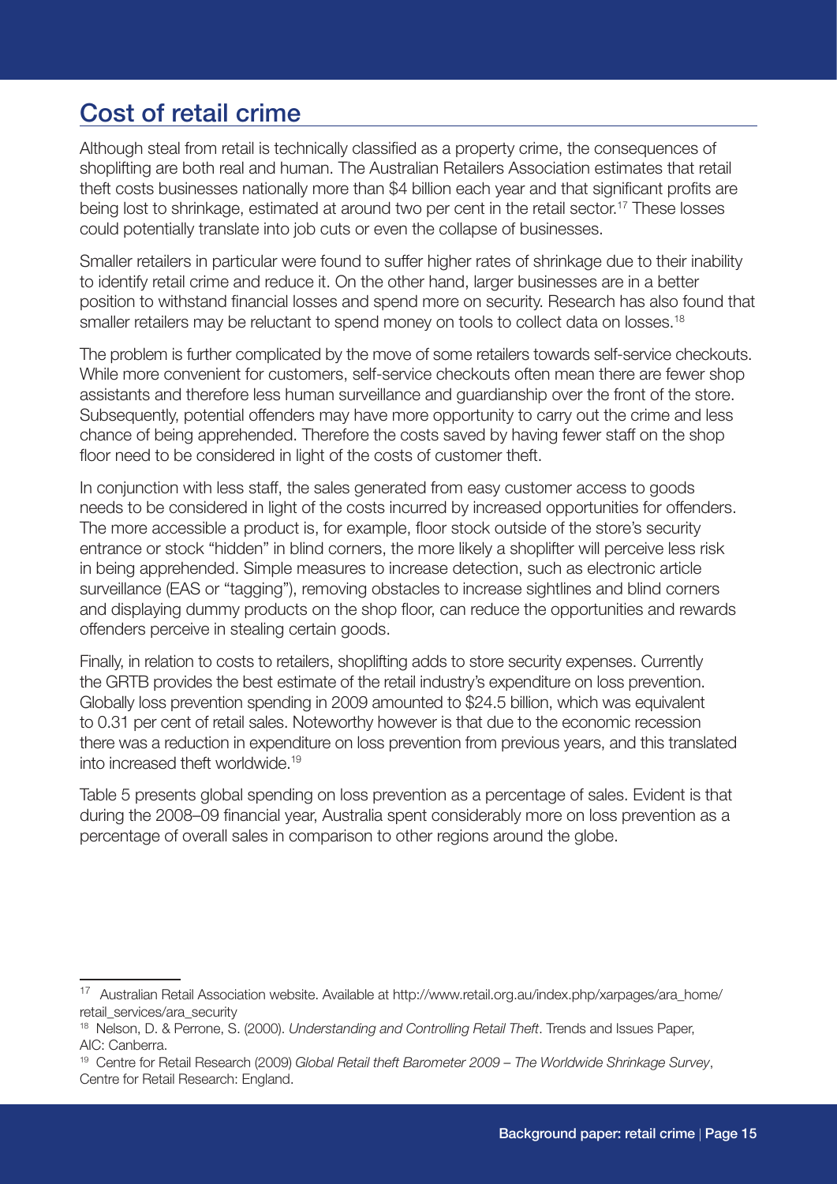## Cost of retail crime

Although steal from retail is technically classified as a property crime, the consequences of shoplifting are both real and human. The Australian Retailers Association estimates that retail theft costs businesses nationally more than $4 billion each year and that significant profits are being lost to shrinkage, estimated at around two per cent in the retail sector.[17] These losses could potentially translate into job cuts or even the collapse of businesses.

Smaller retailers in particular were found to suffer higher rates of shrinkage due to their inability to identify retail crime and reduce it. On the other hand, larger businesses are in a better position to withstand financial losses and spend more on security. Research has also found that smaller retailers may be reluctant to spend money on tools to collect data on losses.[18]

The problem is further complicated by the move of some retailers towards self-service checkouts. While more convenient for customers, self-service checkouts often mean there are fewer shop assistants and therefore less human surveillance and guardianship over the front of the store. Subsequently, potential offenders may have more opportunity to carry out the crime and less chance of being apprehended. Therefore the costs saved by having fewer staff on the shop floor need to be considered in light of the costs of customer theft.

In conjunction with less staff, the sales generated from easy customer access to goods needs to be considered in light of the costs incurred by increased opportunities for offenders. The more accessible a product is, for example, floor stock outside of the store's security entrance or stock "hidden" in blind corners, the more likely a shoplifter will perceive less risk in being apprehended. Simple measures to increase detection, such as electronic article surveillance (EAS or "tagging"), removing obstacles to increase sightlines and blind corners and displaying dummy products on the shop floor, can reduce the opportunities and rewards offenders perceive in stealing certain goods.

Finally, in relation to costs to retailers, shoplifting adds to store security expenses. Currently the GRTB provides the best estimate of the retail industry's expenditure on loss prevention. Globally loss prevention spending in 2009 amounted to $24.5 billion, which was equivalent to 0.31 per cent of retail sales. Noteworthy however is that due to the economic recession there was a reduction in expenditure on loss prevention from previous years, and this translated into increased theft worldwide.[19]

Table 5 presents global spending on loss prevention as a percentage of sales. Evident is that during the 2008–09 financial year, Australia spent considerably more on loss prevention as a percentage of overall sales in comparison to other regions around the globe.

---

[17] Australian Retail Association website. Available at http://www.retail.org.au/index.php/xarpages/ara_home/retail_services/ara_security

[18] Nelson, D. & Perrone, S. (2000). *Understanding and Controlling Retail Theft*. Trends and Issues Paper, AIC: Canberra.

[19] Centre for Retail Research (2009) *Global Retail theft Barometer 2009 – The Worldwide Shrinkage Survey*, Centre for Retail Research: England.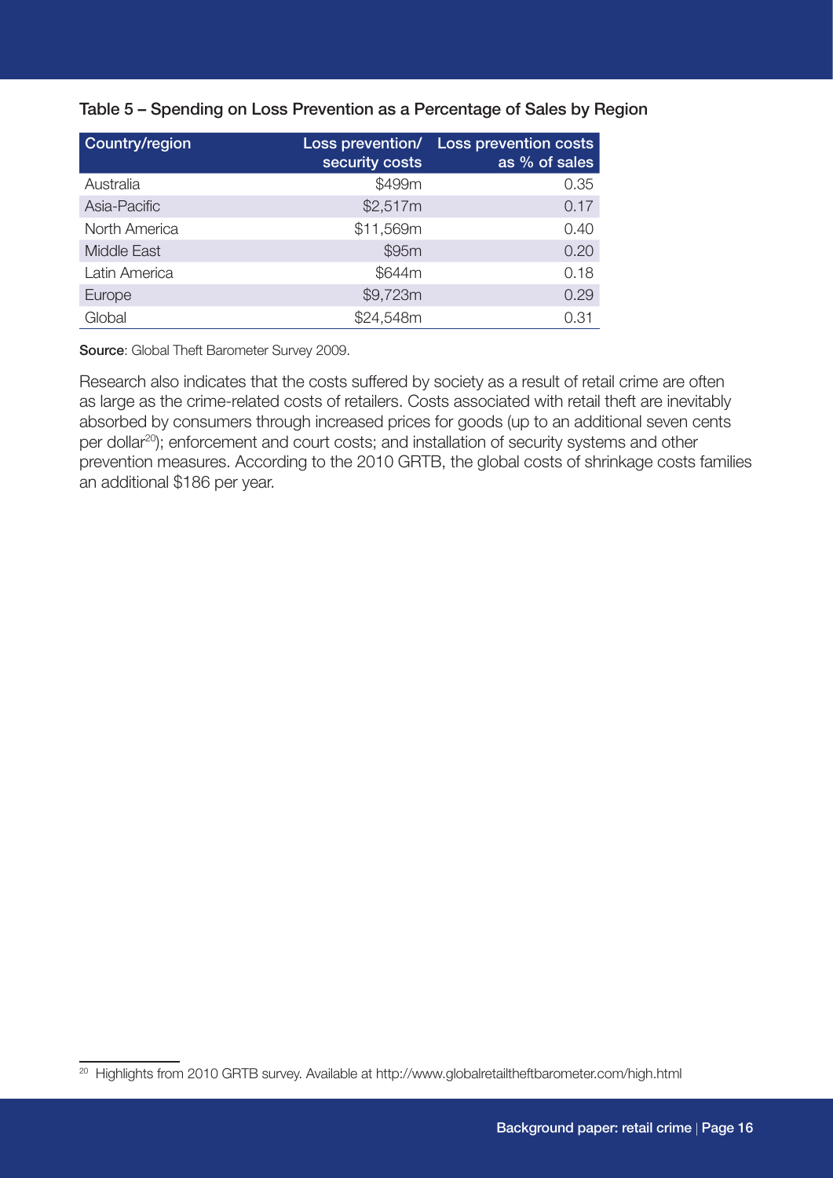**Table 5 – Spending on Loss Prevention as a Percentage of Sales by Region**

| Country/region | Loss prevention/ security costs | Loss prevention costs as % of sales |
|---|---:|---:|
| Australia | $499m | 0.35 |
| Asia-Pacific | $2,517m | 0.17 |
| North America | $11,569m | 0.40 |
| Middle East | $95m | 0.20 |
| Latin America | $644m | 0.18 |
| Europe | $9,723m | 0.29 |
| Global | $24,548m | 0.31 |

**Source**: Global Theft Barometer Survey 2009.

Research also indicates that the costs suffered by society as a result of retail crime are often as large as the crime-related costs of retailers. Costs associated with retail theft are inevitably absorbed by consumers through increased prices for goods (up to an additional seven cents per dollar[20]); enforcement and court costs; and installation of security systems and other prevention measures. According to the 2010 GRTB, the global costs of shrinkage costs families an additional $186 per year.

[20] Highlights from 2010 GRTB survey. Available at http://www.globalretailtheftbarometer.com/high.html